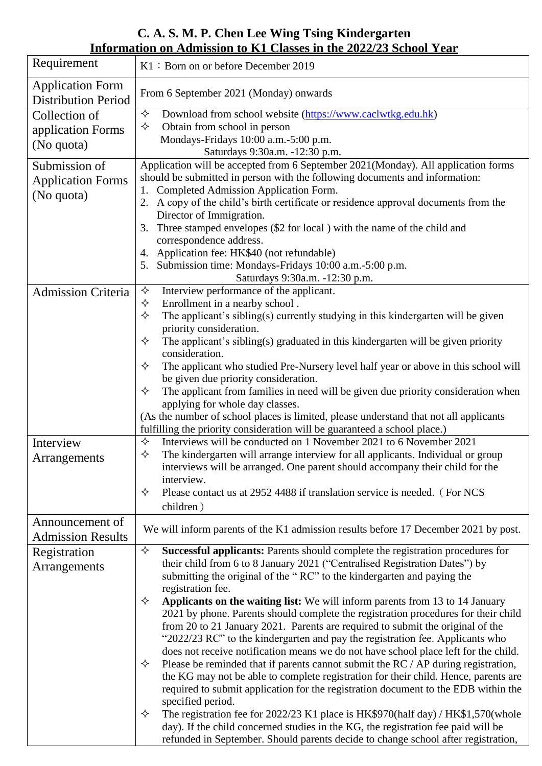# C. A. S. M. P. Chen Lee Wing Tsing Kindergarten

## Information on Admission to K1 Classes in the 2022/23 School Year

| Requirement | K1：Born on or before December 2019 |
|---|---|
| Application Form Distribution Period | From 6 September 2021 (Monday) onwards |
| Collection of application Forms (No quota) | ✧ Download from school website (https://www.caclwtkg.edu.hk)<br>✧ Obtain from school in person<br>Mondays-Fridays 10:00 a.m.-5:00 p.m.<br>Saturdays 9:30a.m. -12:30 p.m. |
| Submission of Application Forms (No quota) | Application will be accepted from 6 September 2021(Monday). All application forms should be submitted in person with the following documents and information:<br>1. Completed Admission Application Form.<br>2. A copy of the child's birth certificate or residence approval documents from the Director of Immigration.<br>3. Three stamped envelopes ($2 for local ) with the name of the child and correspondence address.<br>4. Application fee: HK$40 (not refundable)<br>5. Submission time: Mondays-Fridays 10:00 a.m.-5:00 p.m.<br>Saturdays 9:30a.m. -12:30 p.m. |
| Admission Criteria | ✧ Interview performance of the applicant.<br>✧ Enrollment in a nearby school .<br>✧ The applicant's sibling(s) currently studying in this kindergarten will be given priority consideration.<br>✧ The applicant's sibling(s) graduated in this kindergarten will be given priority consideration.<br>✧ The applicant who studied Pre-Nursery level half year or above in this school will be given due priority consideration.<br>✧ The applicant from families in need will be given due priority consideration when applying for whole day classes.<br>(As the number of school places is limited, please understand that not all applicants fulfilling the priority consideration will be guaranteed a school place.) |
| Interview Arrangements | ✧ Interviews will be conducted on 1 November 2021 to 6 November 2021<br>✧ The kindergarten will arrange interview for all applicants. Individual or group interviews will be arranged. One parent should accompany their child for the interview.<br>✧ Please contact us at 2952 4488 if translation service is needed.（For NCS children） |
| Announcement of Admission Results | We will inform parents of the K1 admission results before 17 December 2021 by post. |
| Registration Arrangements | ✧ **Successful applicants:** Parents should complete the registration procedures for their child from 6 to 8 January 2021 ("Centralised Registration Dates") by submitting the original of the " RC" to the kindergarten and paying the registration fee.<br>✧ **Applicants on the waiting list:** We will inform parents from 13 to 14 January 2021 by phone. Parents should complete the registration procedures for their child from 20 to 21 January 2021. Parents are required to submit the original of the "2022/23 RC" to the kindergarten and pay the registration fee. Applicants who does not receive notification means we do not have school place left for the child.<br>✧ Please be reminded that if parents cannot submit the RC / AP during registration, the KG may not be able to complete registration for their child. Hence, parents are required to submit application for the registration document to the EDB within the specified period.<br>✧ The registration fee for 2022/23 K1 place is HK$970(half day) / HK$1,570(whole day). If the child concerned studies in the KG, the registration fee paid will be refunded in September. Should parents decide to change school after registration, |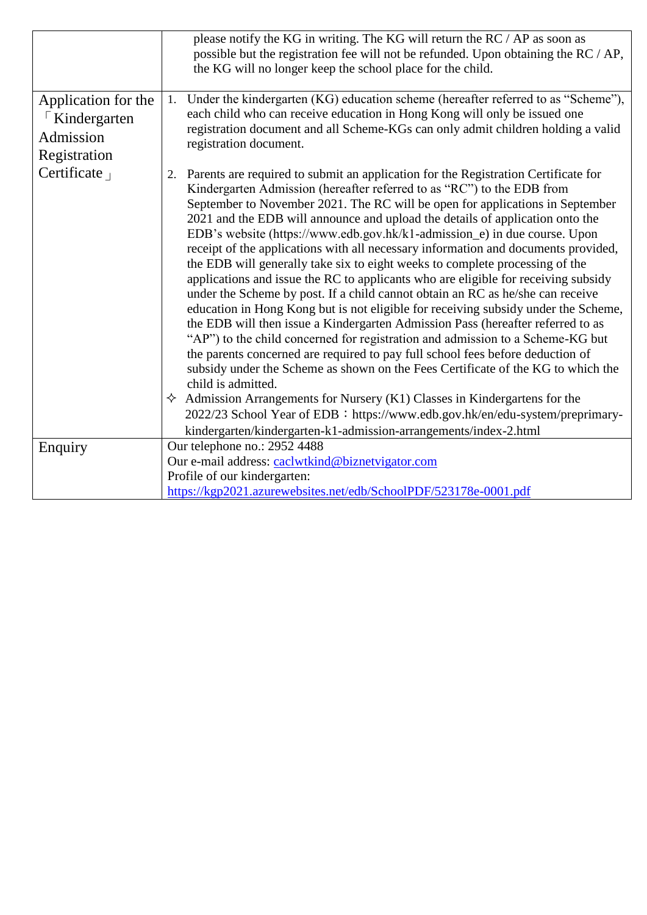| | |
|---|---|
| | please notify the KG in writing. The KG will return the RC / AP as soon as possible but the registration fee will not be refunded. Upon obtaining the RC / AP, the KG will no longer keep the school place for the child. |
| Application for the 「Kindergarten Admission Registration Certificate」 | 1. Under the kindergarten (KG) education scheme (hereafter referred to as "Scheme"), each child who can receive education in Hong Kong will only be issued one registration document and all Scheme-KGs can only admit children holding a valid registration document.<br><br>2. Parents are required to submit an application for the Registration Certificate for Kindergarten Admission (hereafter referred to as "RC") to the EDB from September to November 2021. The RC will be open for applications in September 2021 and the EDB will announce and upload the details of application onto the EDB's website (https://www.edb.gov.hk/k1-admission_e) in due course. Upon receipt of the applications with all necessary information and documents provided, the EDB will generally take six to eight weeks to complete processing of the applications and issue the RC to applicants who are eligible for receiving subsidy under the Scheme by post. If a child cannot obtain an RC as he/she can receive education in Hong Kong but is not eligible for receiving subsidy under the Scheme, the EDB will then issue a Kindergarten Admission Pass (hereafter referred to as "AP") to the child concerned for registration and admission to a Scheme-KG but the parents concerned are required to pay full school fees before deduction of subsidy under the Scheme as shown on the Fees Certificate of the KG to which the child is admitted.<br>✧ Admission Arrangements for Nursery (K1) Classes in Kindergartens for the 2022/23 School Year of EDB：https://www.edb.gov.hk/en/edu-system/preprimary-kindergarten/kindergarten-k1-admission-arrangements/index-2.html |
| Enquiry | Our telephone no.: 2952 4488<br>Our e-mail address: caclwtkind@biznetvigator.com<br>Profile of our kindergarten:<br>https://kgp2021.azurewebsites.net/edb/SchoolPDF/523178e-0001.pdf |